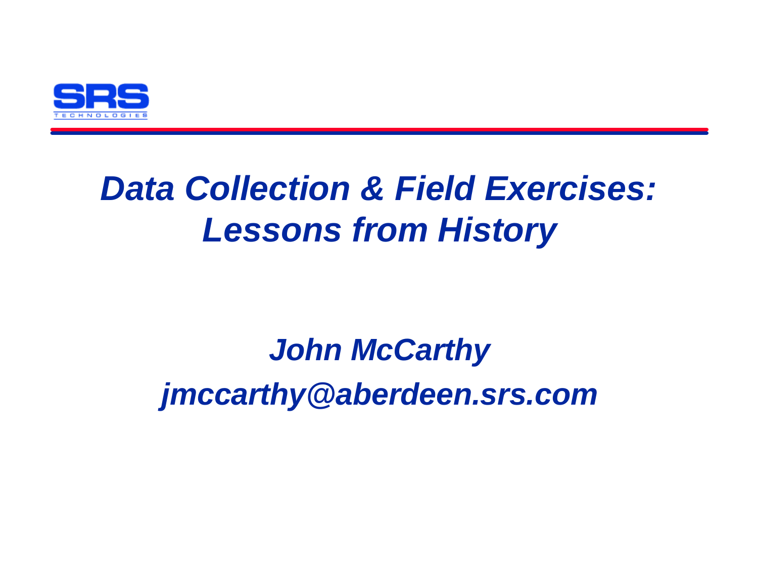SRS TECHNOLOGIES

# *Data Collection & Field Exercises: Lessons from History*

***John McCarthy***

***jmccarthy@aberdeen.srs.com***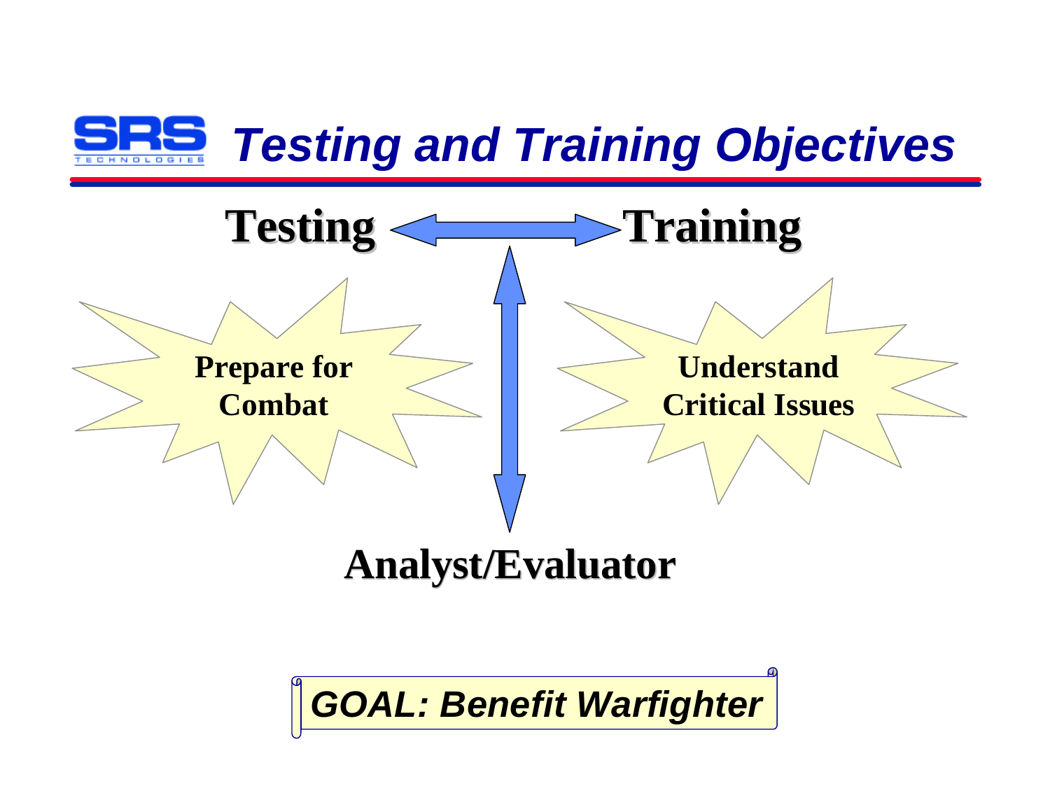# *Testing and Training Objectives*

**Testing** ↔ **Training**

**Prepare for Combat**

**Understand Critical Issues**

**Analyst/Evaluator**

***GOAL: Benefit Warfighter***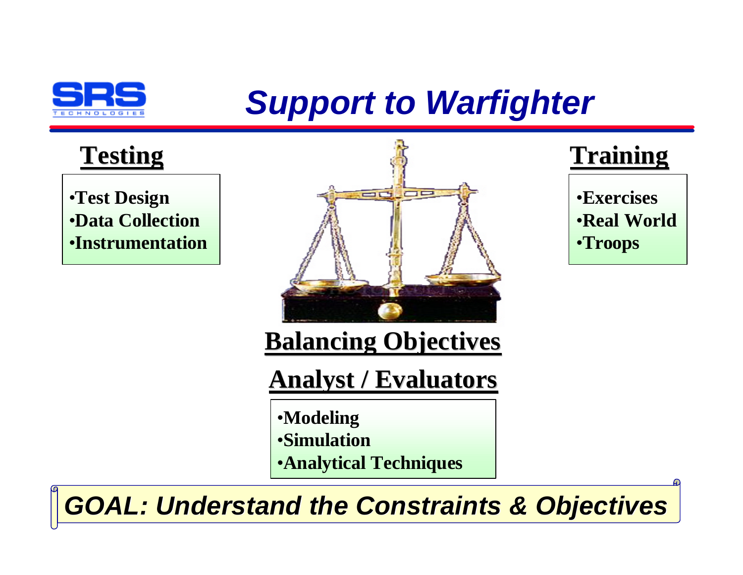# Support to Warfighter

## Testing

- Test Design
- Data Collection
- Instrumentation

## Training

- Exercises
- Real World
- Troops

## Balancing Objectives

## Analyst / Evaluators

- Modeling
- Simulation
- Analytical Techniques

***GOAL: Understand the Constraints & Objectives***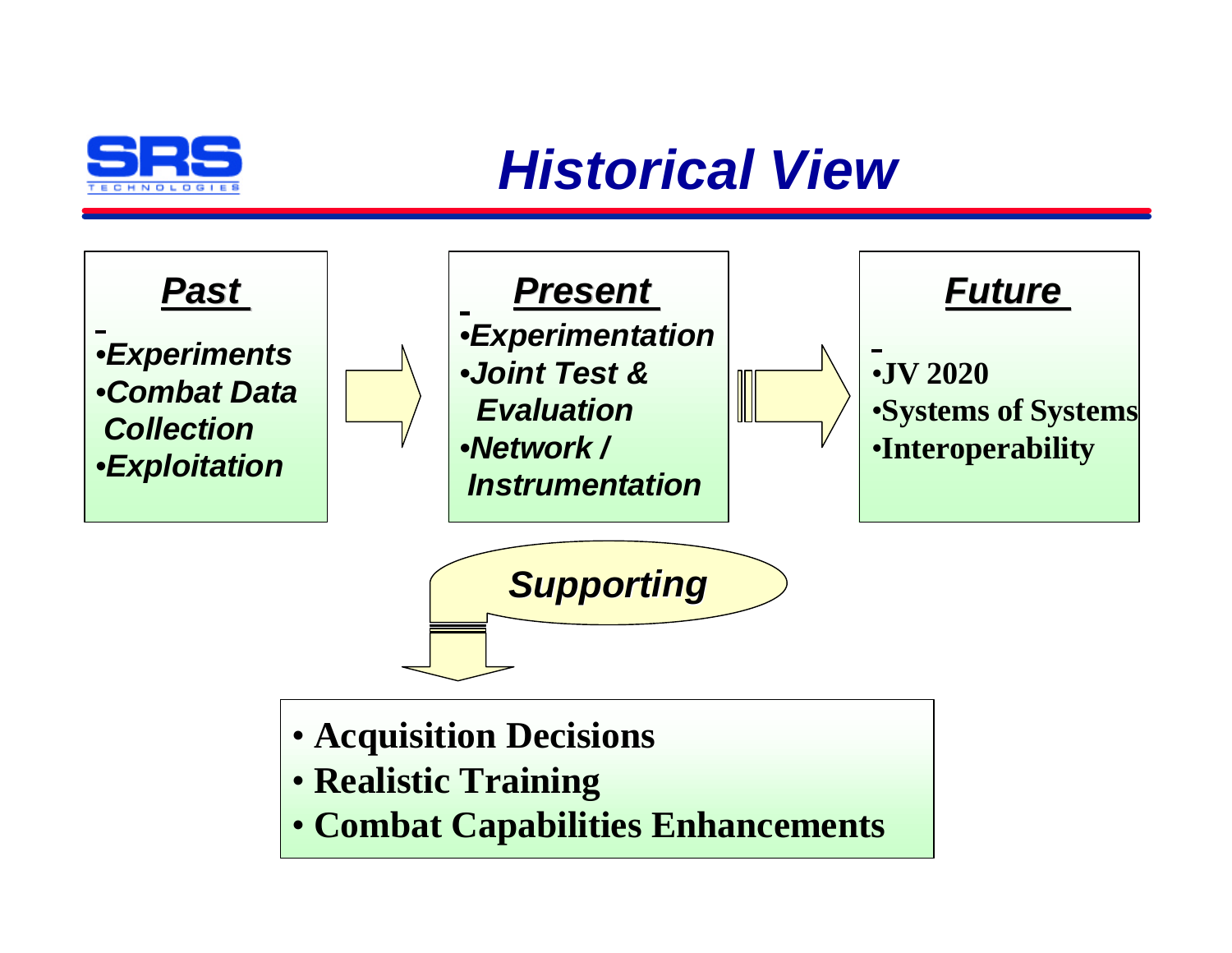# Historical View

### *Past*

- *Experiments*
- *Combat Data Collection*
- *Exploitation*

### *Present*

- *Experimentation*
- *Joint Test & Evaluation*
- *Network / Instrumentation*

### *Future*

- **JV 2020**
- **Systems of Systems**
- **Interoperability**

*Supporting*

- **Acquisition Decisions**
- **Realistic Training**
- **Combat Capabilities Enhancements**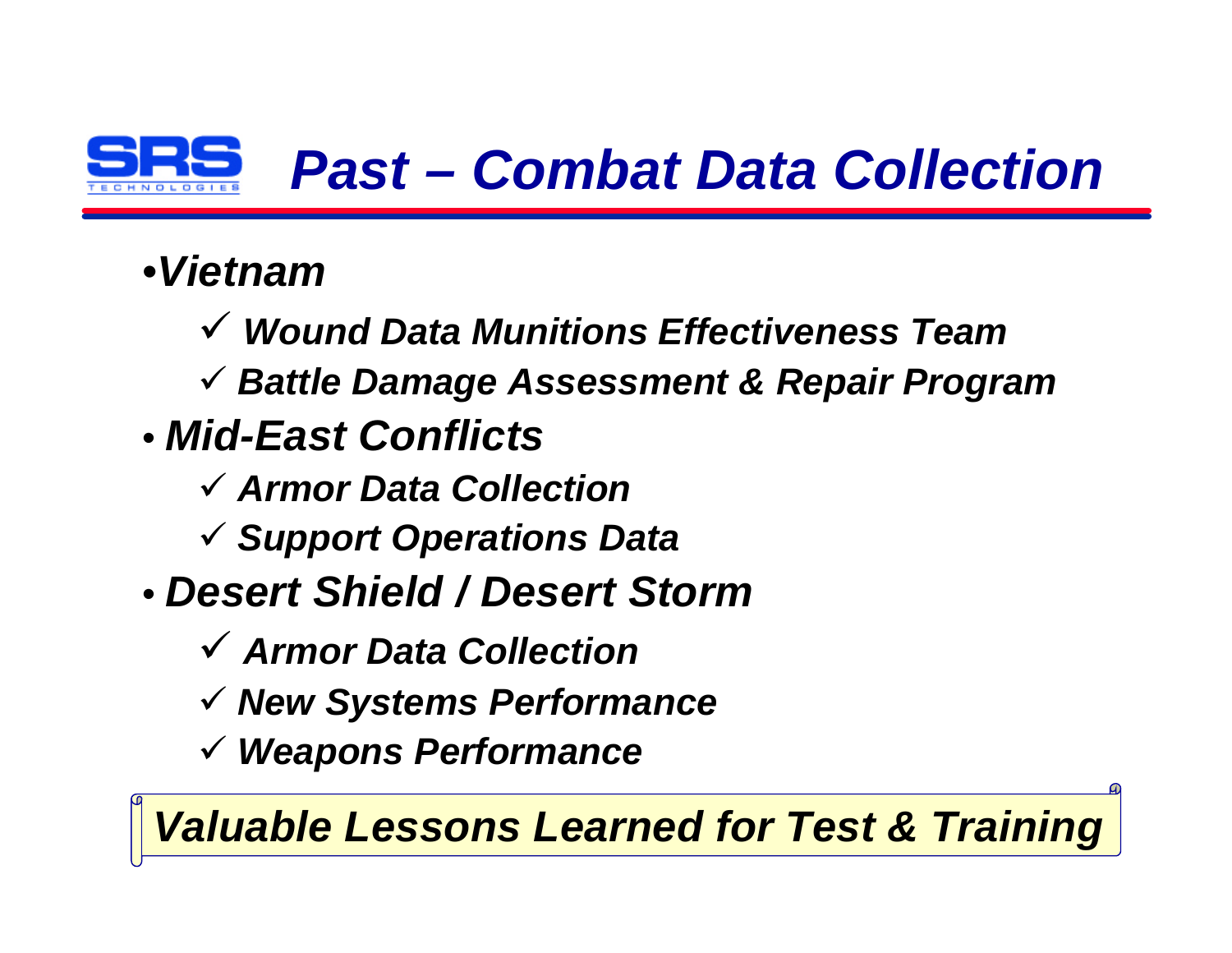# Past – Combat Data Collection

- ***Vietnam***
  - ✓ ***Wound Data Munitions Effectiveness Team***
  - ✓ ***Battle Damage Assessment & Repair Program***
- ***Mid-East Conflicts***
  - ✓ ***Armor Data Collection***
  - ✓ ***Support Operations Data***
- ***Desert Shield / Desert Storm***
  - ✓ ***Armor Data Collection***
  - ✓ ***New Systems Performance***
  - ✓ ***Weapons Performance***

***Valuable Lessons Learned for Test & Training***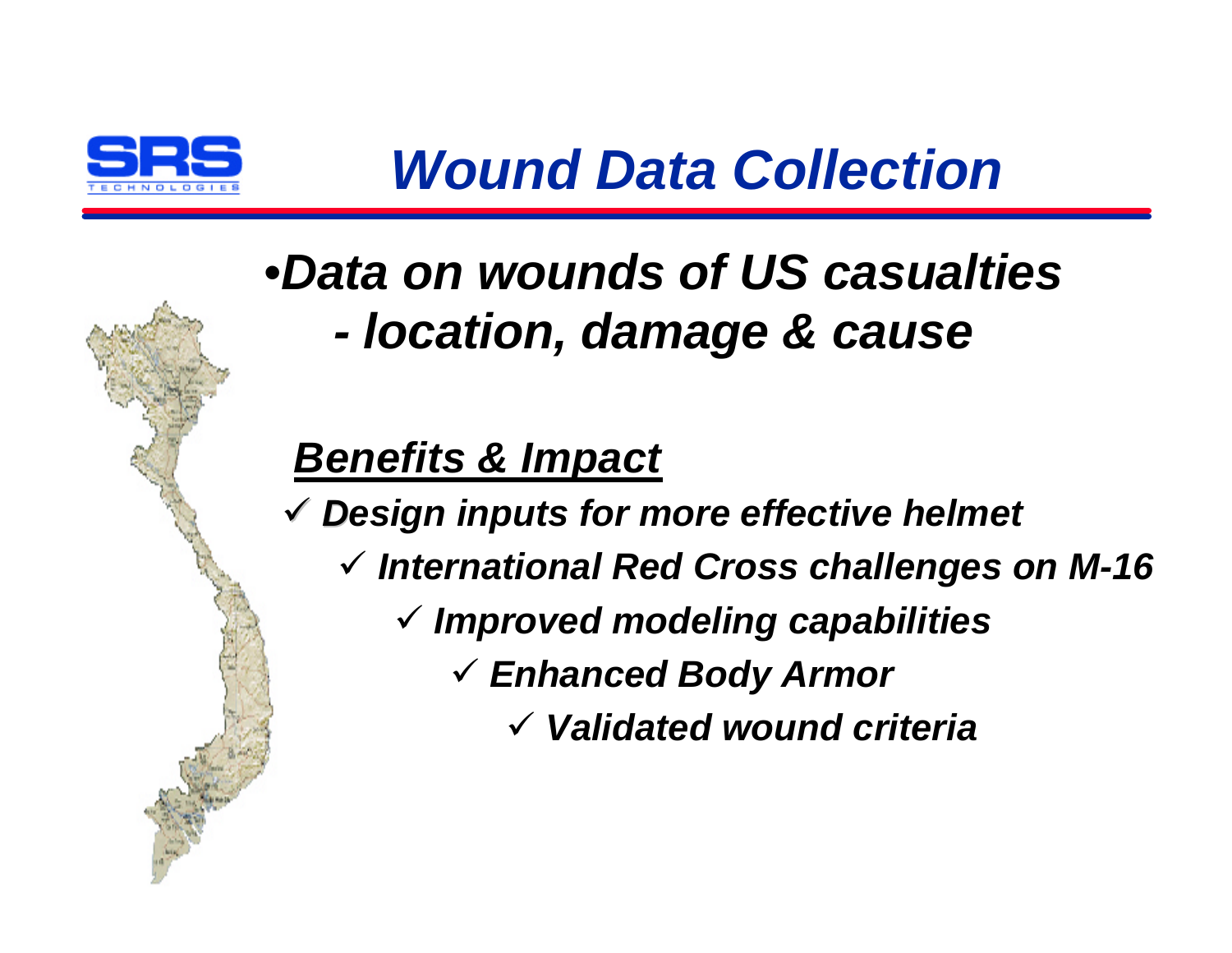# *Wound Data Collection*

- ***Data on wounds of US casualties***
  - ***location, damage & cause***

## ***Benefits & Impact***

- ✓ ***Design inputs for more effective helmet***
- ✓ ***International Red Cross challenges on M-16***
- ✓ ***Improved modeling capabilities***
- ✓ ***Enhanced Body Armor***
- ✓ ***Validated wound criteria***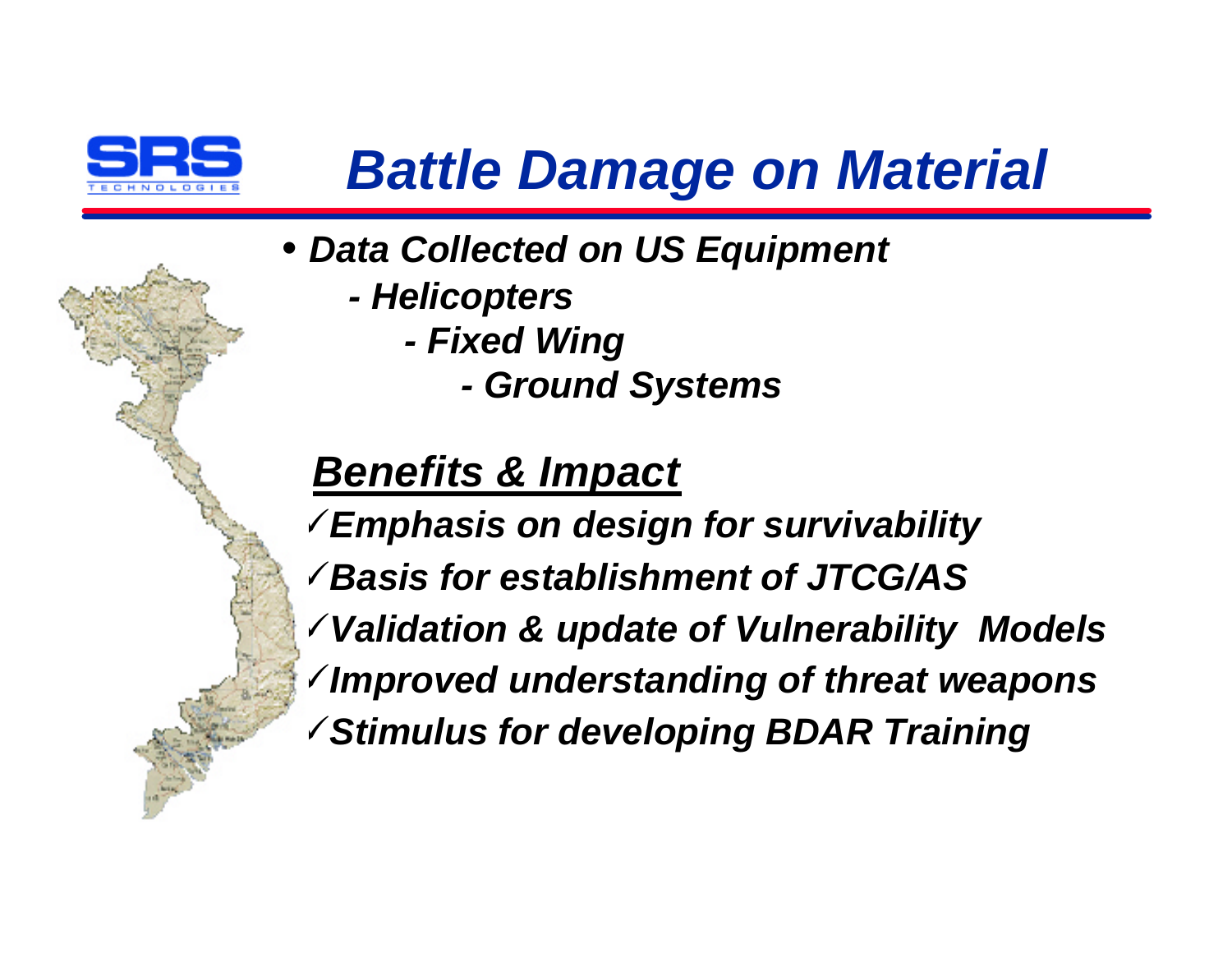# *Battle Damage on Material*

- ***Data Collected on US Equipment***
  - ***- Helicopters***
    - ***- Fixed Wing***
      - ***- Ground Systems***

## ***Benefits & Impact***

✓***Emphasis on design for survivability***

✓***Basis for establishment of JTCG/AS***

✓***Validation & update of Vulnerability Models***

✓***Improved understanding of threat weapons***

✓***Stimulus for developing BDAR Training***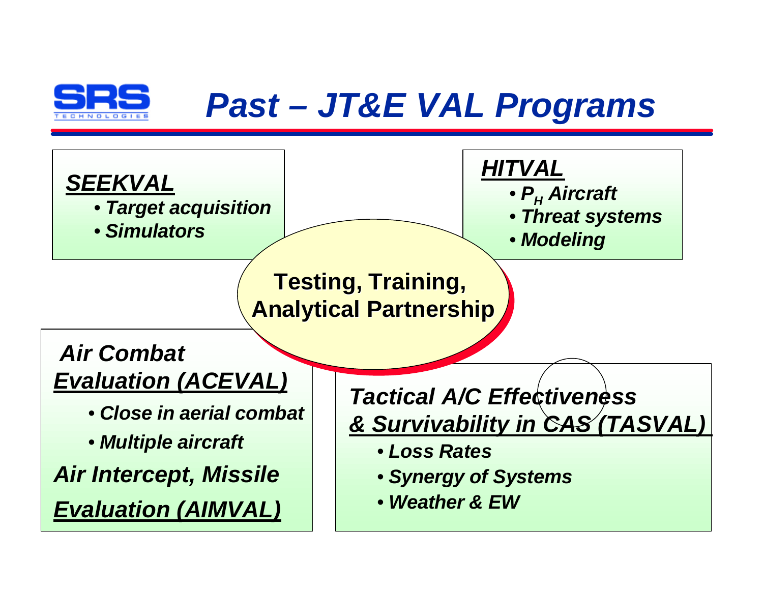# Past – JT&E VAL Programs

***SEEKVAL***

- *Target acquisition*
- *Simulators*

***HITVAL***

- *$P_H$ Aircraft*
- *Threat systems*
- *Modeling*

**Testing, Training, Analytical Partnership**

***Air Combat Evaluation (ACEVAL)***

- *Close in aerial combat*
- *Multiple aircraft*

***Air Intercept, Missile Evaluation (AIMVAL)***

***Tactical A/C Effectiveness & Survivability in CAS (TASVAL)***

- *Loss Rates*
- *Synergy of Systems*
- *Weather & EW*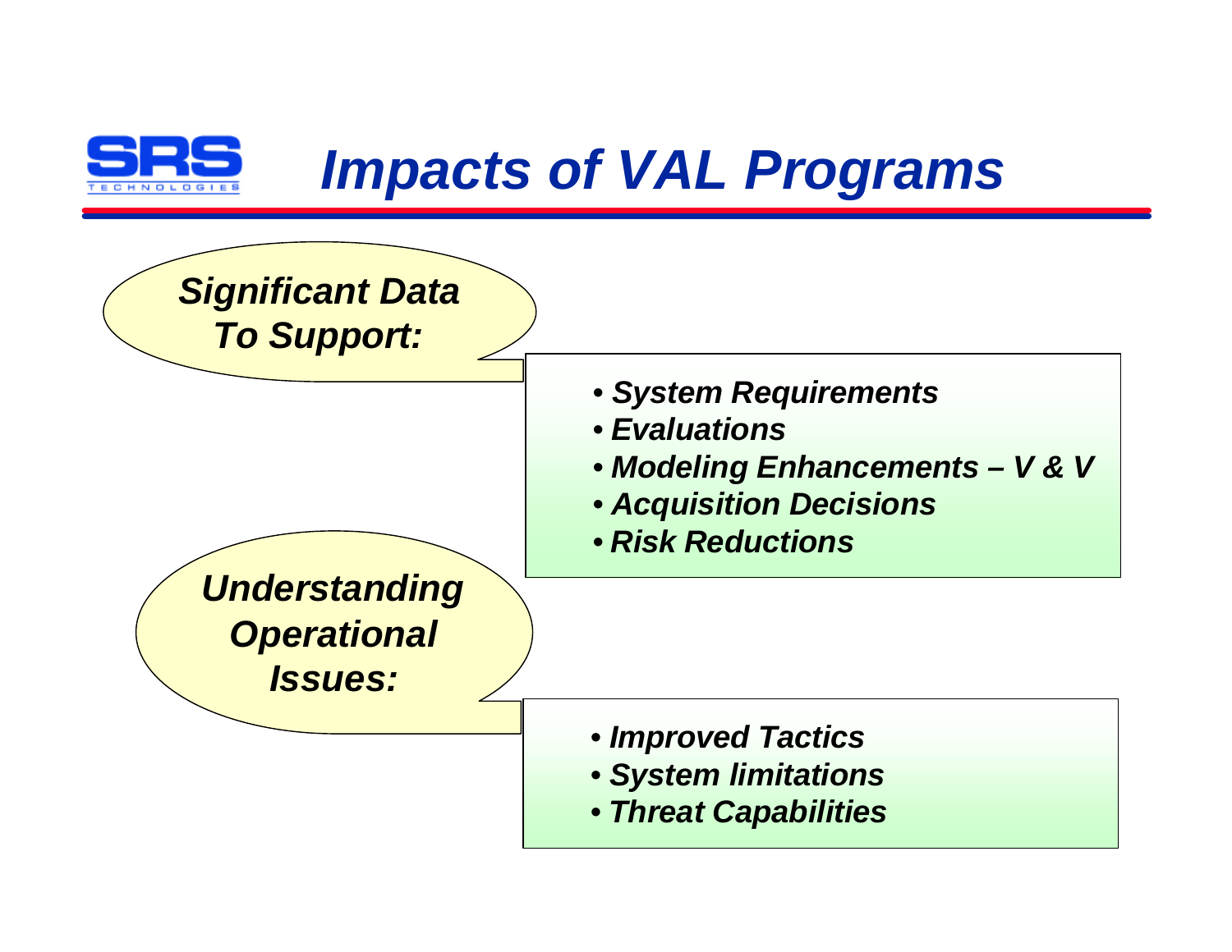# *Impacts of VAL Programs*

***Significant Data To Support:***

- ***System Requirements***
- ***Evaluations***
- ***Modeling Enhancements – V & V***
- ***Acquisition Decisions***
- ***Risk Reductions***

***Understanding Operational Issues:***

- ***Improved Tactics***
- ***System limitations***
- ***Threat Capabilities***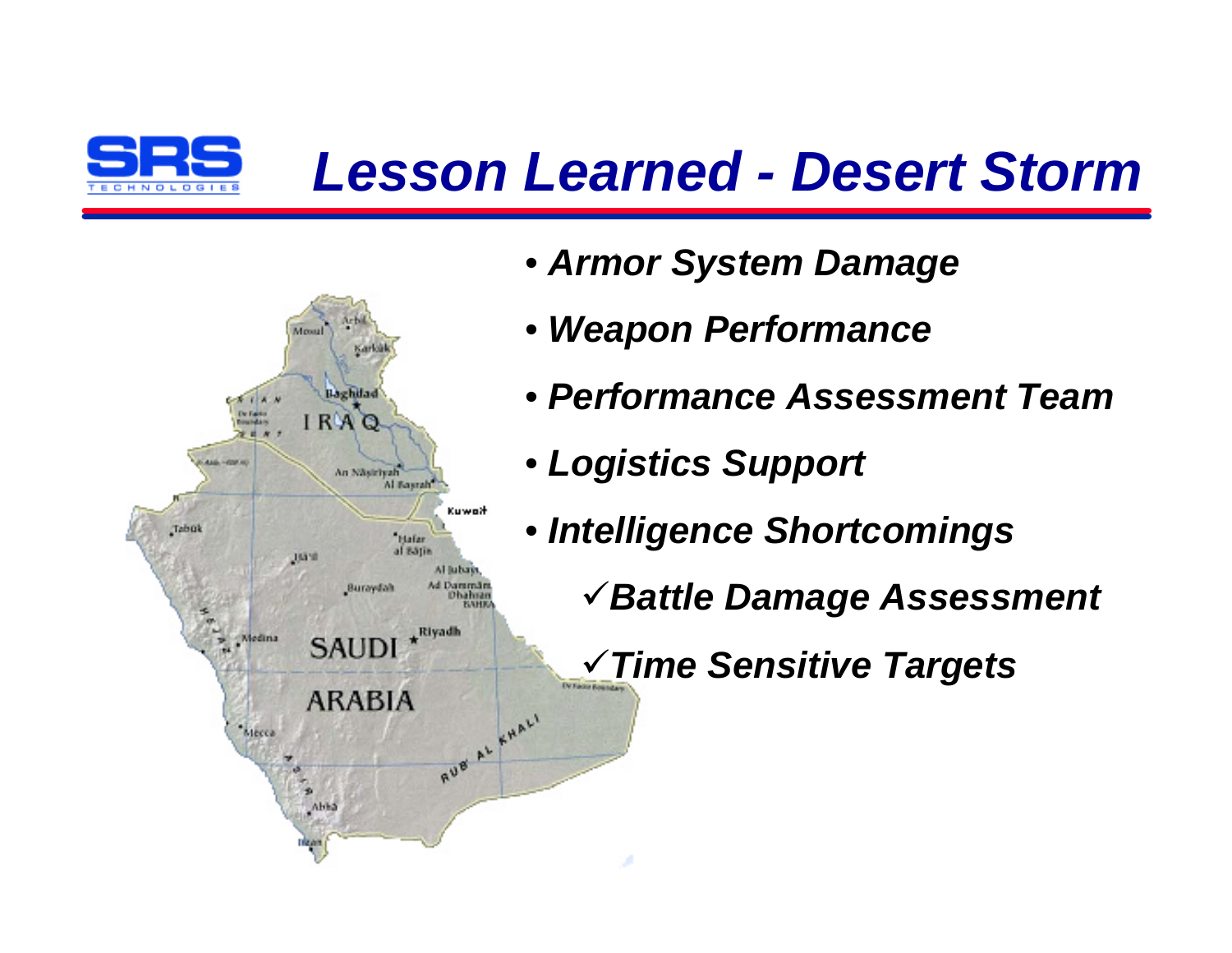# *Lesson Learned - Desert Storm*

- ***Armor System Damage***
- ***Weapon Performance***
- ***Performance Assessment Team***
- ***Logistics Support***
- ***Intelligence Shortcomings***
  - ✓***Battle Damage Assessment***
  - ✓***Time Sensitive Targets***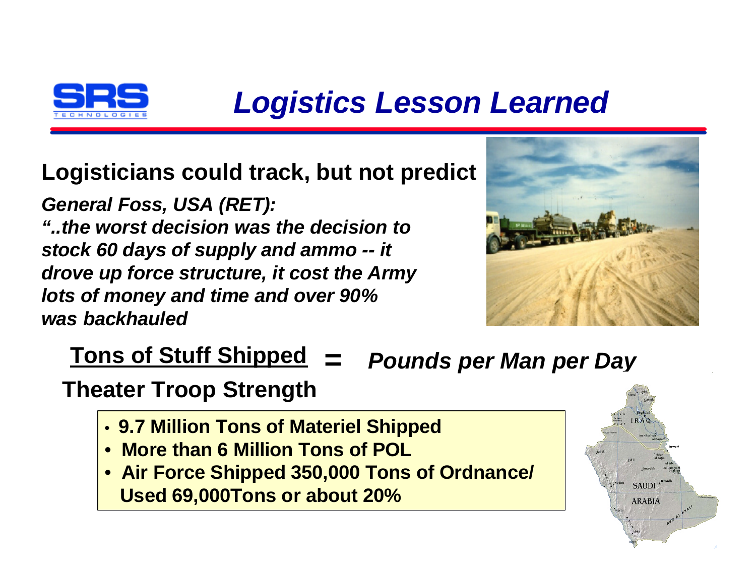# Logistics Lesson Learned

**Logisticians could track, but not predict**

***General Foss, USA (RET):***
***"..the worst decision was the decision to stock 60 days of supply and ammo -- it drove up force structure, it cost the Army lots of money and time and over 90% was backhauled***

$$\frac{\text{Tons of Stuff Shipped}}{\text{Theater Troop Strength}} = \textit{Pounds per Man per Day}$$

- **9.7 Million Tons of Materiel Shipped**
- **More than 6 Million Tons of POL**
- **Air Force Shipped 350,000 Tons of Ordnance/ Used 69,000Tons or about 20%**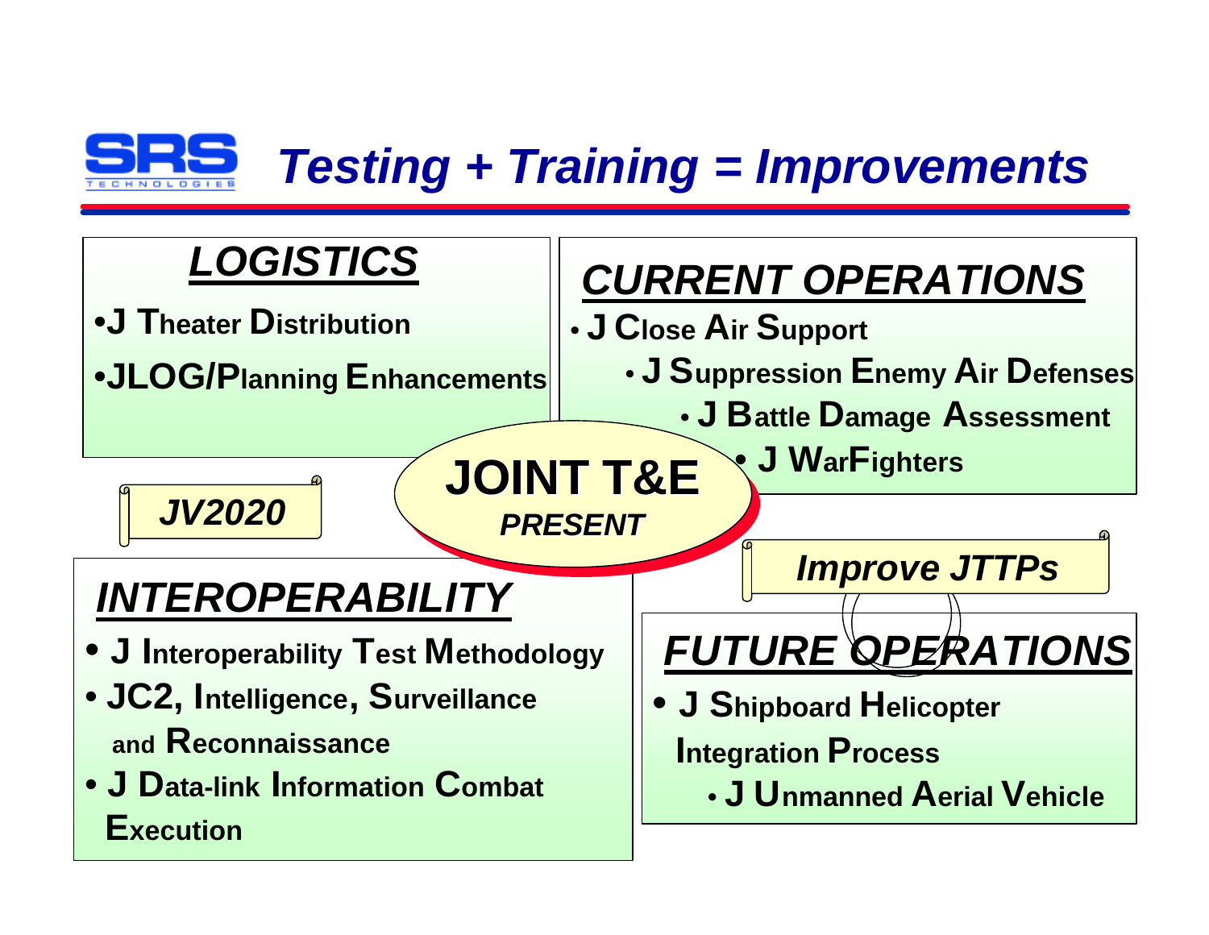# Testing + Training = Improvements

## LOGISTICS

- J Theater Distribution
- JLOG/Planning Enhancements

## CURRENT OPERATIONS

- J Close Air Support
- J Suppression Enemy Air Defenses
- J Battle Damage Assessment
- J WarFighters

**JOINT T&E**

***PRESENT***

*JV2020*

*Improve JTTPs*

## INTEROPERABILITY

- J Interoperability Test Methodology
- JC2, Intelligence, Surveillance and Reconnaissance
- J Data-link Information Combat Execution

## FUTURE OPERATIONS

- J Shipboard Helicopter Integration Process
- J Unmanned Aerial Vehicle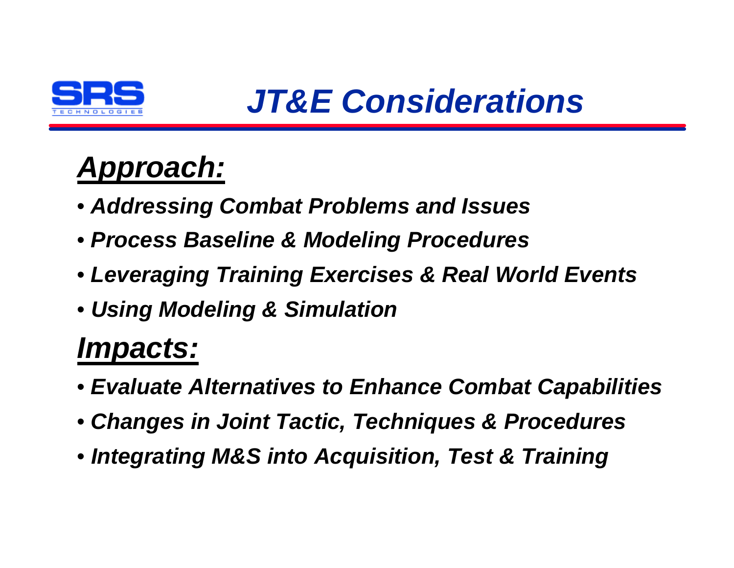# *JT&E Considerations*

## ***Approach:***

- ***Addressing Combat Problems and Issues***
- ***Process Baseline & Modeling Procedures***
- ***Leveraging Training Exercises & Real World Events***
- ***Using Modeling & Simulation***

## ***Impacts:***

- ***Evaluate Alternatives to Enhance Combat Capabilities***
- ***Changes in Joint Tactic, Techniques & Procedures***
- ***Integrating M&S into Acquisition, Test & Training***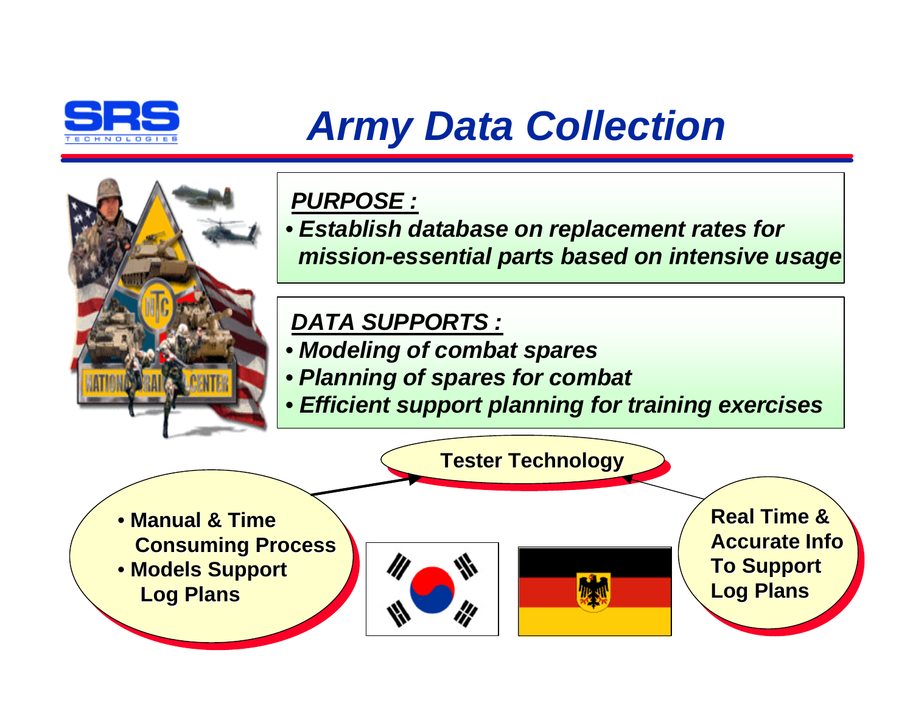# Army Data Collection

***PURPOSE :***

- *Establish database on replacement rates for mission-essential parts based on intensive usage*

***DATA SUPPORTS :***

- *Modeling of combat spares*
- *Planning of spares for combat*
- *Efficient support planning for training exercises*

**Tester Technology**

- **Manual & Time Consuming Process**
- **Models Support Log Plans**

**Real Time & Accurate Info To Support Log Plans**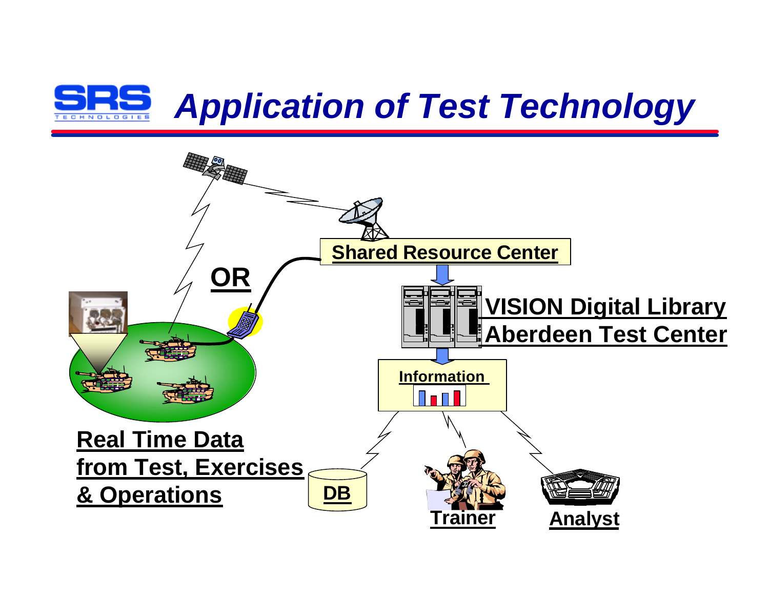# *Application of Test Technology*

**Shared Resource Center**

**OR**

**VISION Digital Library**
**Aberdeen Test Center**

**Information**

**Real Time Data from Test, Exercises & Operations**

**DB**

**Trainer**

**Analyst**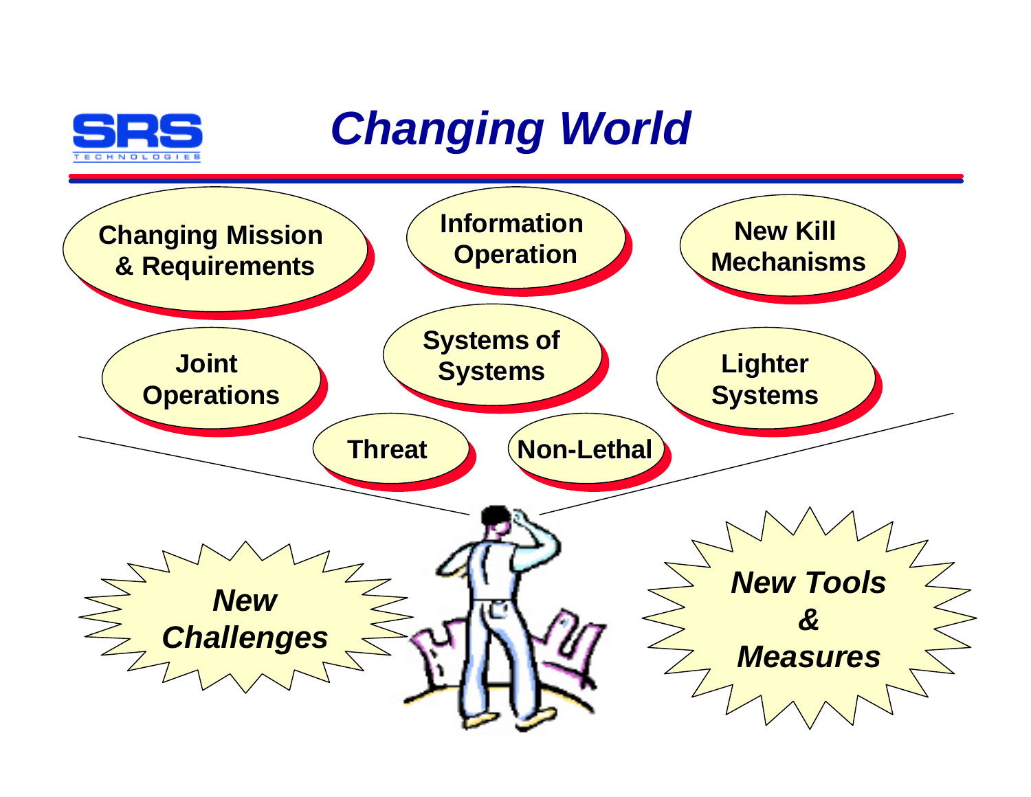# Changing World

- Changing Mission & Requirements
- Information Operation
- New Kill Mechanisms
- Joint Operations
- Systems of Systems
- Lighter Systems
- Threat
- Non-Lethal

*New Challenges*

*New Tools & Measures*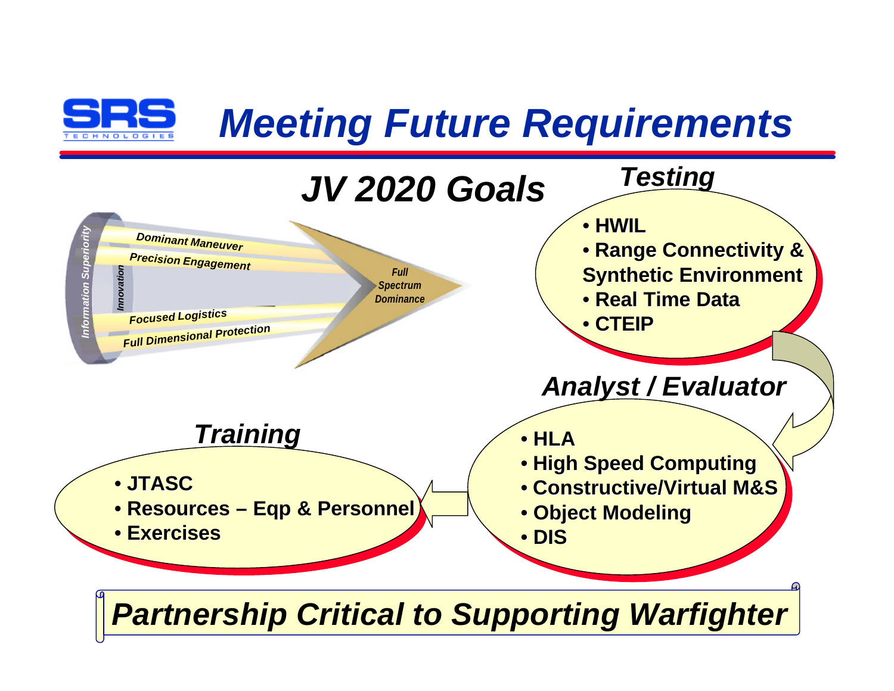# Meeting Future Requirements

## JV 2020 Goals

Information Superiority

Innovation

Dominant Maneuver

Precision Engagement

Focused Logistics

Full Dimensional Protection

Full Spectrum Dominance

### Testing

- HWIL
- Range Connectivity & Synthetic Environment
- Real Time Data
- CTEIP

### Analyst / Evaluator

- HLA
- High Speed Computing
- Constructive/Virtual M&S
- Object Modeling
- DIS

### Training

- JTASC
- Resources – Eqp & Personnel
- Exercises

***Partnership Critical to Supporting Warfighter***